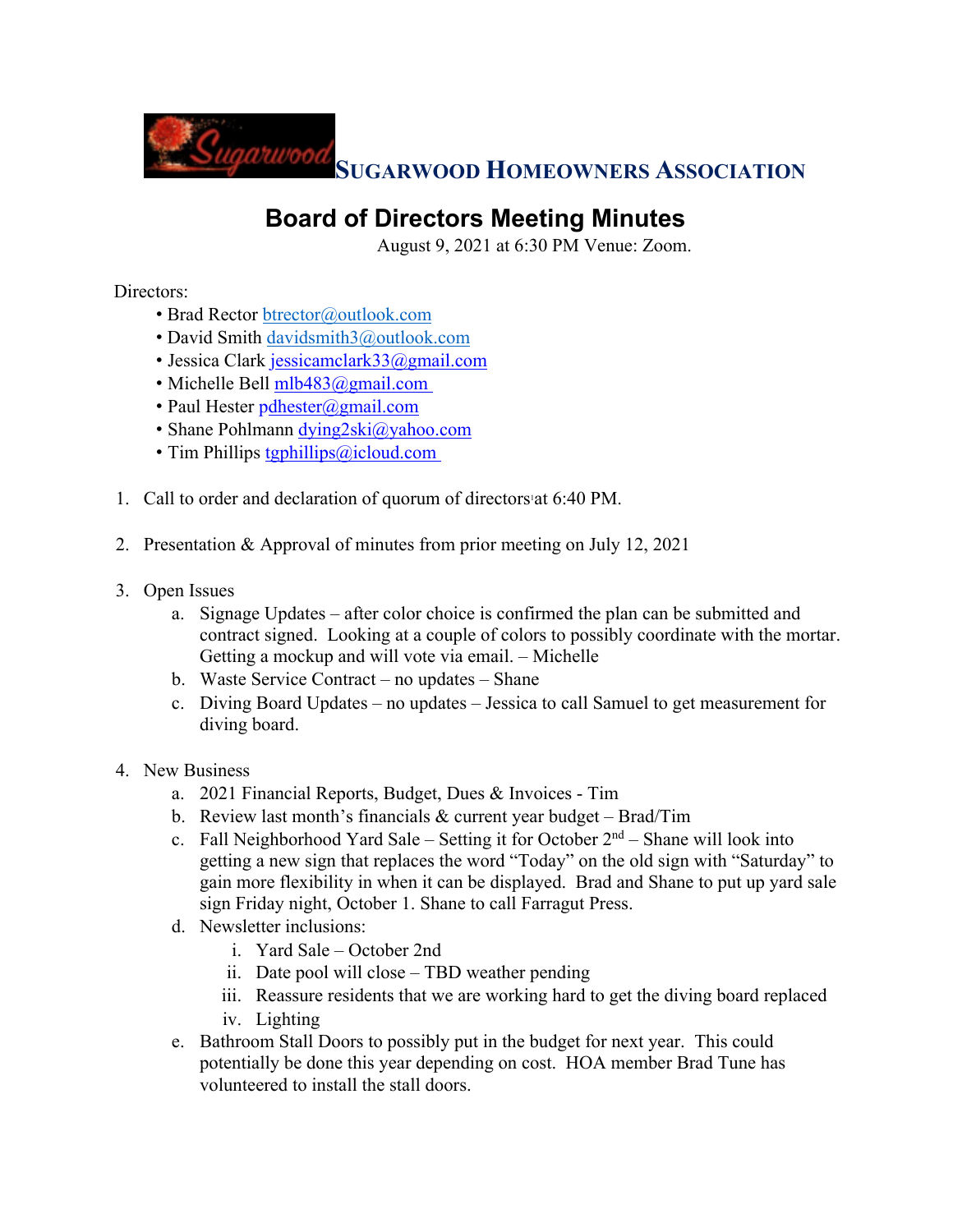# Sugarwood Homeowners Association

## Board of Directors Meeting Minutes

August 9, 2021 at 6:30 PM Venue: Zoom.

Directors:

- Brad Rector btrector@outlook.com
- David Smith davidsmith3@outlook.com
- Jessica Clark jessicamclark33@gmail.com
- Michelle Bell mlb483@gmail.com
- Paul Hester pdhester@gmail.com
- Shane Pohlmann dying2ski@yahoo.com
- Tim Phillips tgphillips@icloud.com

1. Call to order and declaration of quorum of directors at 6:40 PM.

2. Presentation & Approval of minutes from prior meeting on July 12, 2021

3. Open Issues
   a. Signage Updates – after color choice is confirmed the plan can be submitted and contract signed. Looking at a couple of colors to possibly coordinate with the mortar. Getting a mockup and will vote via email. – Michelle
   b. Waste Service Contract – no updates – Shane
   c. Diving Board Updates – no updates – Jessica to call Samuel to get measurement for diving board.

4. New Business
   a. 2021 Financial Reports, Budget, Dues & Invoices - Tim
   b. Review last month's financials & current year budget – Brad/Tim
   c. Fall Neighborhood Yard Sale – Setting it for October 2nd – Shane will look into getting a new sign that replaces the word "Today" on the old sign with "Saturday" to gain more flexibility in when it can be displayed. Brad and Shane to put up yard sale sign Friday night, October 1. Shane to call Farragut Press.
   d. Newsletter inclusions:
      i. Yard Sale – October 2nd
      ii. Date pool will close – TBD weather pending
      iii. Reassure residents that we are working hard to get the diving board replaced
      iv. Lighting
   e. Bathroom Stall Doors to possibly put in the budget for next year. This could potentially be done this year depending on cost. HOA member Brad Tune has volunteered to install the stall doors.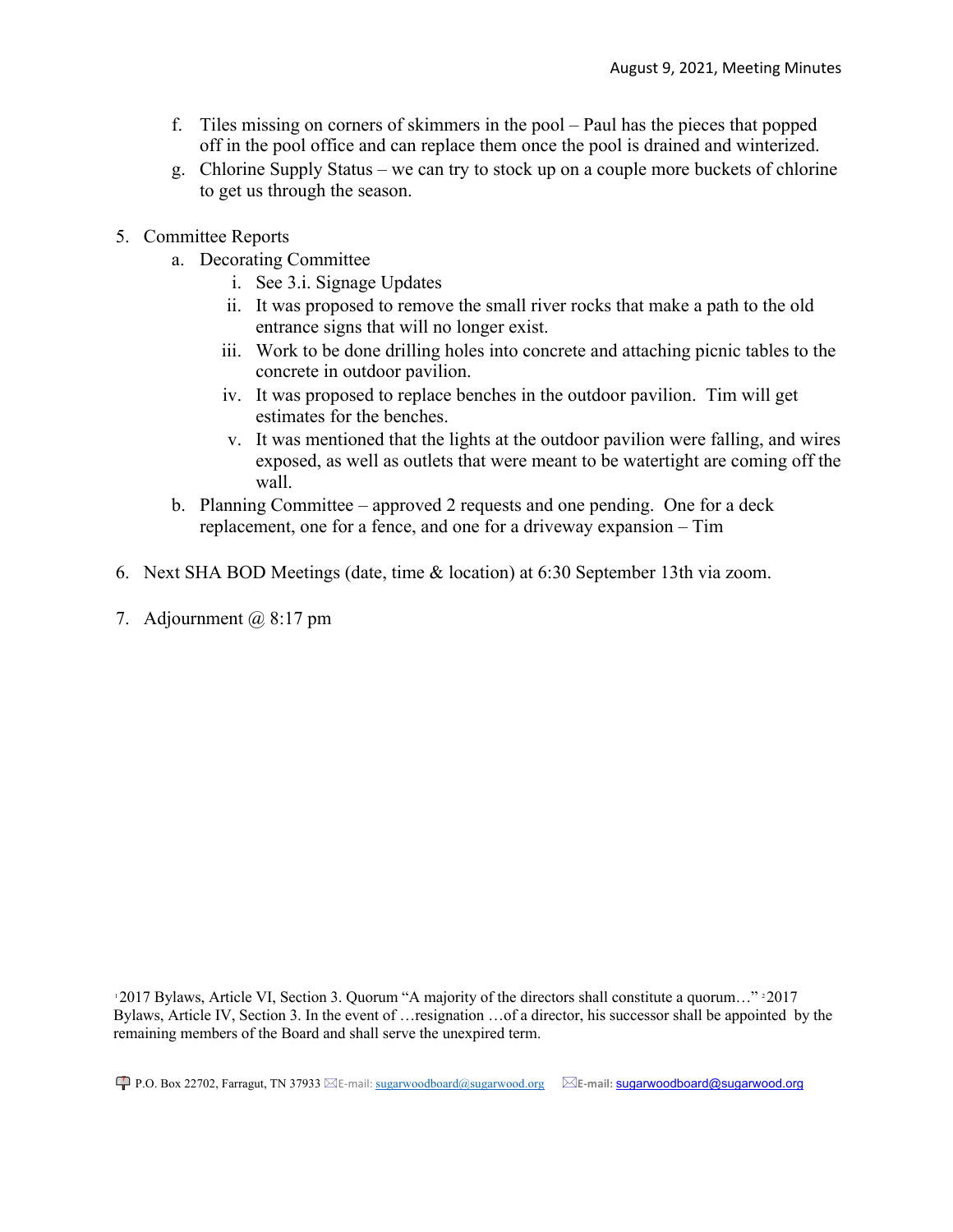f. Tiles missing on corners of skimmers in the pool – Paul has the pieces that popped off in the pool office and can replace them once the pool is drained and winterized.
g. Chlorine Supply Status – we can try to stock up on a couple more buckets of chlorine to get us through the season.

5. Committee Reports
   a. Decorating Committee
      i. See 3.i. Signage Updates
      ii. It was proposed to remove the small river rocks that make a path to the old entrance signs that will no longer exist.
      iii. Work to be done drilling holes into concrete and attaching picnic tables to the concrete in outdoor pavilion.
      iv. It was proposed to replace benches in the outdoor pavilion. Tim will get estimates for the benches.
      v. It was mentioned that the lights at the outdoor pavilion were falling, and wires exposed, as well as outlets that were meant to be watertight are coming off the wall.
   b. Planning Committee – approved 2 requests and one pending. One for a deck replacement, one for a fence, and one for a driveway expansion – Tim

6. Next SHA BOD Meetings (date, time & location) at 6:30 September 13th via zoom.

7. Adjournment @ 8:17 pm

[1] 2017 Bylaws, Article VI, Section 3. Quorum "A majority of the directors shall constitute a quorum…" [2] 2017 Bylaws, Article IV, Section 3. In the event of …resignation …of a director, his successor shall be appointed by the remaining members of the Board and shall serve the unexpired term.

P.O. Box 22702, Farragut, TN 37933 E-mail: sugarwoodboard@sugarwood.org E-mail: sugarwoodboard@sugarwood.org